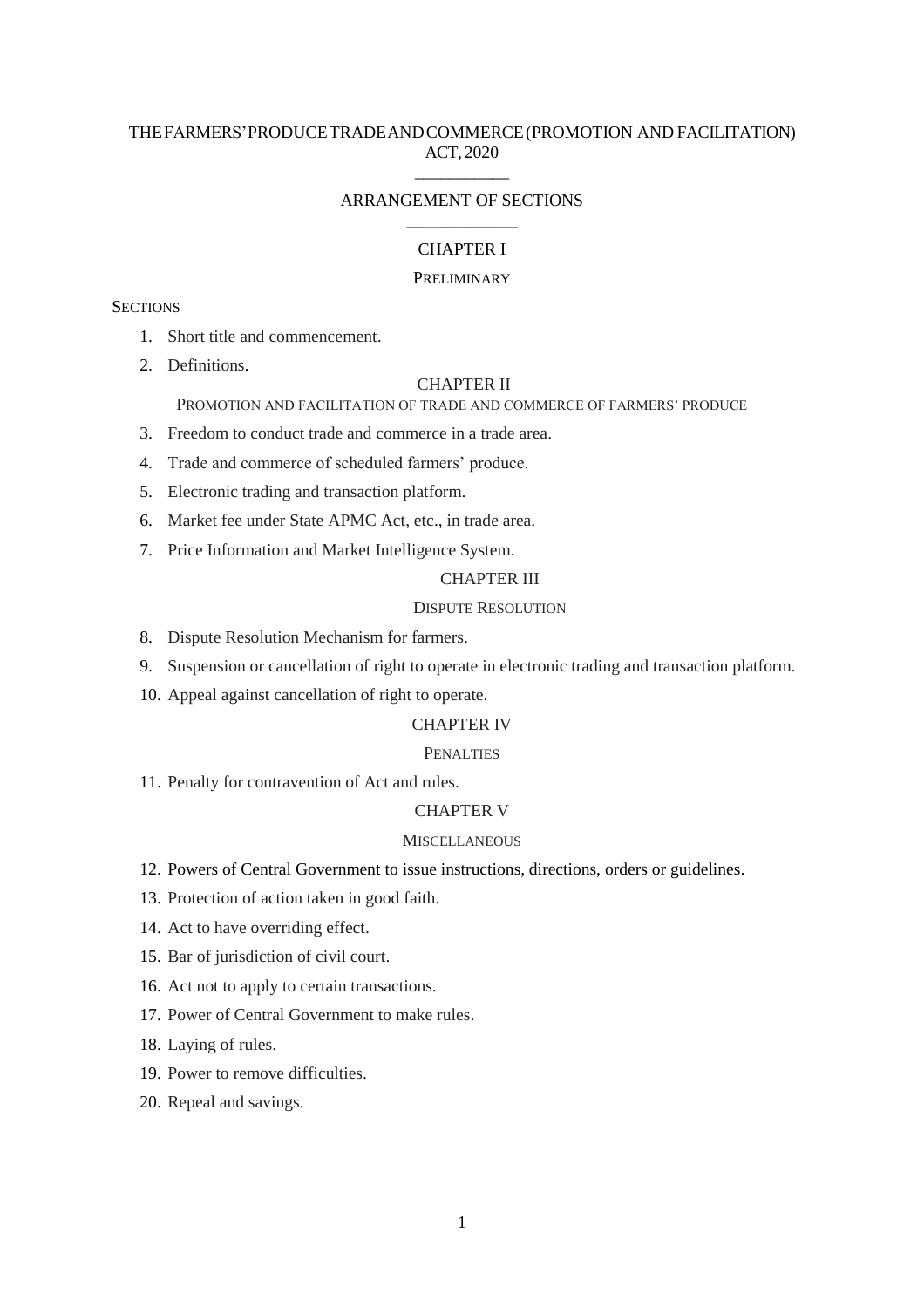# THE FARMERS' PRODUCE TRADE AND COMMERCE (PROMOTION AND FACILITATION) ACT, 2020

## ARRANGEMENT OF SECTIONS

### CHAPTER I

#### PRELIMINARY

SECTIONS

1. Short title and commencement.
2. Definitions.

### CHAPTER II

#### PROMOTION AND FACILITATION OF TRADE AND COMMERCE OF FARMERS' PRODUCE

3. Freedom to conduct trade and commerce in a trade area.
4. Trade and commerce of scheduled farmers' produce.
5. Electronic trading and transaction platform.
6. Market fee under State APMC Act, etc., in trade area.
7. Price Information and Market Intelligence System.

### CHAPTER III

#### DISPUTE RESOLUTION

8. Dispute Resolution Mechanism for farmers.
9. Suspension or cancellation of right to operate in electronic trading and transaction platform.
10. Appeal against cancellation of right to operate.

### CHAPTER IV

#### PENALTIES

11. Penalty for contravention of Act and rules.

### CHAPTER V

#### MISCELLANEOUS

12. Powers of Central Government to issue instructions, directions, orders or guidelines.
13. Protection of action taken in good faith.
14. Act to have overriding effect.
15. Bar of jurisdiction of civil court.
16. Act not to apply to certain transactions.
17. Power of Central Government to make rules.
18. Laying of rules.
19. Power to remove difficulties.
20. Repeal and savings.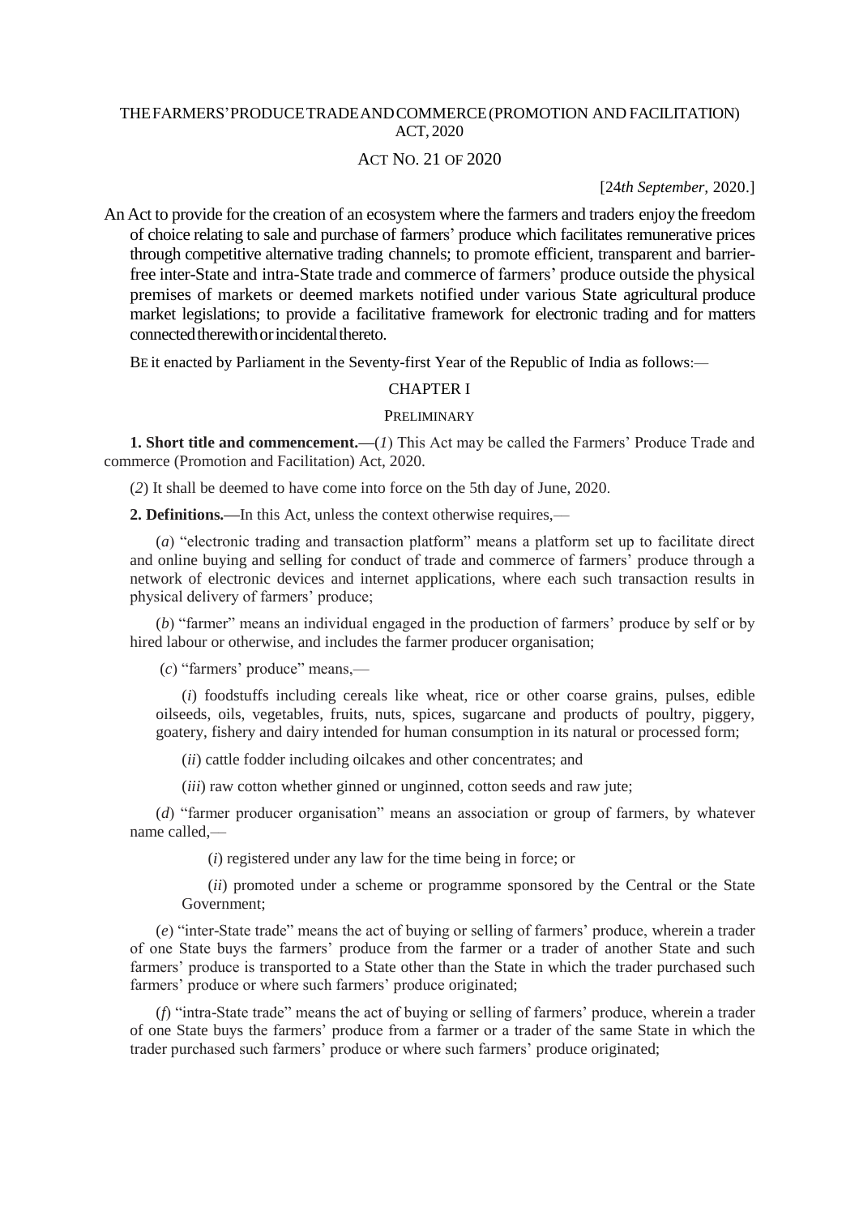THE FARMERS' PRODUCE TRADE AND COMMERCE (PROMOTION AND FACILITATION) ACT, 2020

ACT NO. 21 OF 2020

[24*th September*, 2020.]

An Act to provide for the creation of an ecosystem where the farmers and traders enjoy the freedom of choice relating to sale and purchase of farmers' produce which facilitates remunerative prices through competitive alternative trading channels; to promote efficient, transparent and barrier-free inter-State and intra-State trade and commerce of farmers' produce outside the physical premises of markets or deemed markets notified under various State agricultural produce market legislations; to provide a facilitative framework for electronic trading and for matters connected therewith or incidental thereto.

BE it enacted by Parliament in the Seventy-first Year of the Republic of India as follows:—

## CHAPTER I

### PRELIMINARY

**1. Short title and commencement.**—(*1*) This Act may be called the Farmers' Produce Trade and commerce (Promotion and Facilitation) Act, 2020.

(*2*) It shall be deemed to have come into force on the 5th day of June, 2020.

**2. Definitions.**—In this Act, unless the context otherwise requires,—

(*a*) "electronic trading and transaction platform" means a platform set up to facilitate direct and online buying and selling for conduct of trade and commerce of farmers' produce through a network of electronic devices and internet applications, where each such transaction results in physical delivery of farmers' produce;

(*b*) "farmer" means an individual engaged in the production of farmers' produce by self or by hired labour or otherwise, and includes the farmer producer organisation;

(*c*) "farmers' produce" means,—

(*i*) foodstuffs including cereals like wheat, rice or other coarse grains, pulses, edible oilseeds, oils, vegetables, fruits, nuts, spices, sugarcane and products of poultry, piggery, goatery, fishery and dairy intended for human consumption in its natural or processed form;

(*ii*) cattle fodder including oilcakes and other concentrates; and

(*iii*) raw cotton whether ginned or unginned, cotton seeds and raw jute;

(*d*) "farmer producer organisation" means an association or group of farmers, by whatever name called,—

(*i*) registered under any law for the time being in force; or

(*ii*) promoted under a scheme or programme sponsored by the Central or the State Government;

(*e*) "inter-State trade" means the act of buying or selling of farmers' produce, wherein a trader of one State buys the farmers' produce from the farmer or a trader of another State and such farmers' produce is transported to a State other than the State in which the trader purchased such farmers' produce or where such farmers' produce originated;

(*f*) "intra-State trade" means the act of buying or selling of farmers' produce, wherein a trader of one State buys the farmers' produce from a farmer or a trader of the same State in which the trader purchased such farmers' produce or where such farmers' produce originated;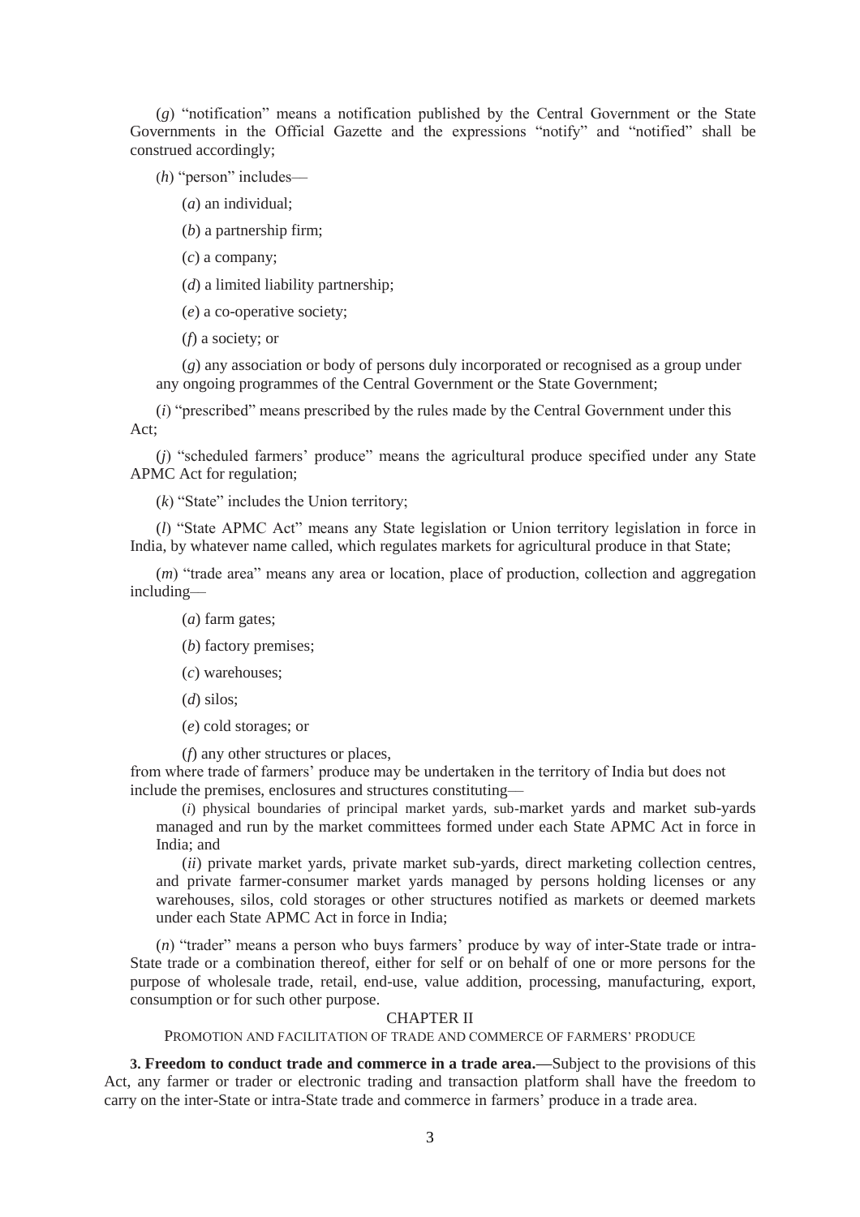(*g*) "notification" means a notification published by the Central Government or the State Governments in the Official Gazette and the expressions "notify" and "notified" shall be construed accordingly;

(*h*) "person" includes—

(*a*) an individual;

(*b*) a partnership firm;

(*c*) a company;

(*d*) a limited liability partnership;

(*e*) a co-operative society;

(*f*) a society; or

(*g*) any association or body of persons duly incorporated or recognised as a group under any ongoing programmes of the Central Government or the State Government;

(*i*) "prescribed" means prescribed by the rules made by the Central Government under this Act;

(*j*) "scheduled farmers' produce" means the agricultural produce specified under any State APMC Act for regulation;

(*k*) "State" includes the Union territory;

(*l*) "State APMC Act" means any State legislation or Union territory legislation in force in India, by whatever name called, which regulates markets for agricultural produce in that State;

(*m*) "trade area" means any area or location, place of production, collection and aggregation including—

(*a*) farm gates;

(*b*) factory premises;

(*c*) warehouses;

(*d*) silos;

(*e*) cold storages; or

(*f*) any other structures or places,

from where trade of farmers' produce may be undertaken in the territory of India but does not include the premises, enclosures and structures constituting—

(*i*) physical boundaries of principal market yards, sub-market yards and market sub-yards managed and run by the market committees formed under each State APMC Act in force in India; and

(*ii*) private market yards, private market sub-yards, direct marketing collection centres, and private farmer-consumer market yards managed by persons holding licenses or any warehouses, silos, cold storages or other structures notified as markets or deemed markets under each State APMC Act in force in India;

(*n*) "trader" means a person who buys farmers' produce by way of inter-State trade or intra-State trade or a combination thereof, either for self or on behalf of one or more persons for the purpose of wholesale trade, retail, end-use, value addition, processing, manufacturing, export, consumption or for such other purpose.

## CHAPTER II

### PROMOTION AND FACILITATION OF TRADE AND COMMERCE OF FARMERS' PRODUCE

**3. Freedom to conduct trade and commerce in a trade area.—**Subject to the provisions of this Act, any farmer or trader or electronic trading and transaction platform shall have the freedom to carry on the inter-State or intra-State trade and commerce in farmers' produce in a trade area.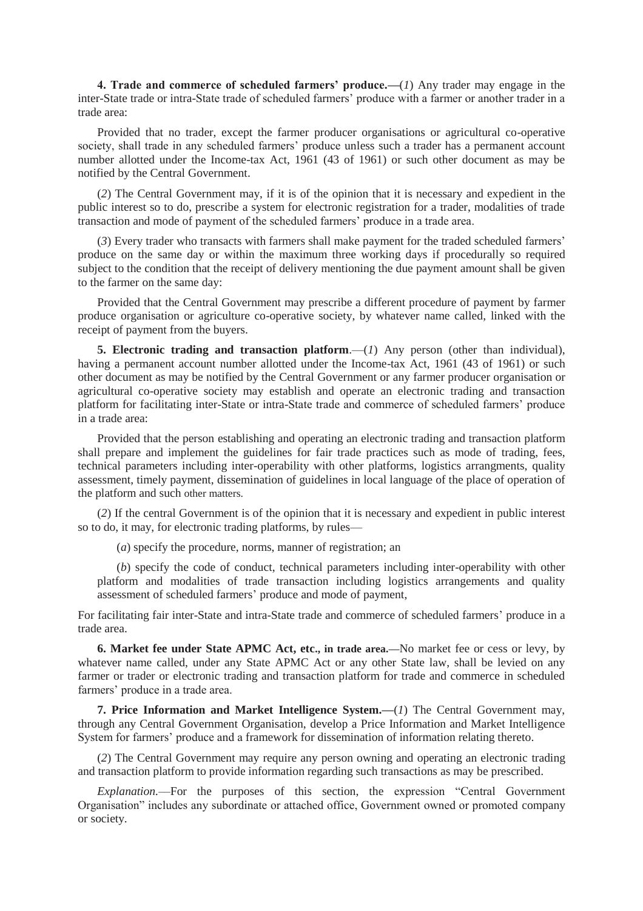**4. Trade and commerce of scheduled farmers' produce.—**(*1*) Any trader may engage in the inter-State trade or intra-State trade of scheduled farmers' produce with a farmer or another trader in a trade area:

Provided that no trader, except the farmer producer organisations or agricultural co-operative society, shall trade in any scheduled farmers' produce unless such a trader has a permanent account number allotted under the Income-tax Act, 1961 (43 of 1961) or such other document as may be notified by the Central Government.

(*2*) The Central Government may, if it is of the opinion that it is necessary and expedient in the public interest so to do, prescribe a system for electronic registration for a trader, modalities of trade transaction and mode of payment of the scheduled farmers' produce in a trade area.

(*3*) Every trader who transacts with farmers shall make payment for the traded scheduled farmers' produce on the same day or within the maximum three working days if procedurally so required subject to the condition that the receipt of delivery mentioning the due payment amount shall be given to the farmer on the same day:

Provided that the Central Government may prescribe a different procedure of payment by farmer produce organisation or agriculture co-operative society, by whatever name called, linked with the receipt of payment from the buyers.

**5. Electronic trading and transaction platform**.—(*1*) Any person (other than individual), having a permanent account number allotted under the Income-tax Act, 1961 (43 of 1961) or such other document as may be notified by the Central Government or any farmer producer organisation or agricultural co-operative society may establish and operate an electronic trading and transaction platform for facilitating inter-State or intra-State trade and commerce of scheduled farmers' produce in a trade area:

Provided that the person establishing and operating an electronic trading and transaction platform shall prepare and implement the guidelines for fair trade practices such as mode of trading, fees, technical parameters including inter-operability with other platforms, logistics arrangments, quality assessment, timely payment, dissemination of guidelines in local language of the place of operation of the platform and such other matters.

(*2*) If the central Government is of the opinion that it is necessary and expedient in public interest so to do, it may, for electronic trading platforms, by rules—

(*a*) specify the procedure, norms, manner of registration; an

(*b*) specify the code of conduct, technical parameters including inter-operability with other platform and modalities of trade transaction including logistics arrangements and quality assessment of scheduled farmers' produce and mode of payment,

For facilitating fair inter-State and intra-State trade and commerce of scheduled farmers' produce in a trade area.

**6. Market fee under State APMC Act, etc., in trade area.—**No market fee or cess or levy, by whatever name called, under any State APMC Act or any other State law, shall be levied on any farmer or trader or electronic trading and transaction platform for trade and commerce in scheduled farmers' produce in a trade area.

**7. Price Information and Market Intelligence System.—**(*1*) The Central Government may, through any Central Government Organisation, develop a Price Information and Market Intelligence System for farmers' produce and a framework for dissemination of information relating thereto.

(*2*) The Central Government may require any person owning and operating an electronic trading and transaction platform to provide information regarding such transactions as may be prescribed.

*Explanation.*—For the purposes of this section, the expression "Central Government Organisation" includes any subordinate or attached office, Government owned or promoted company or society.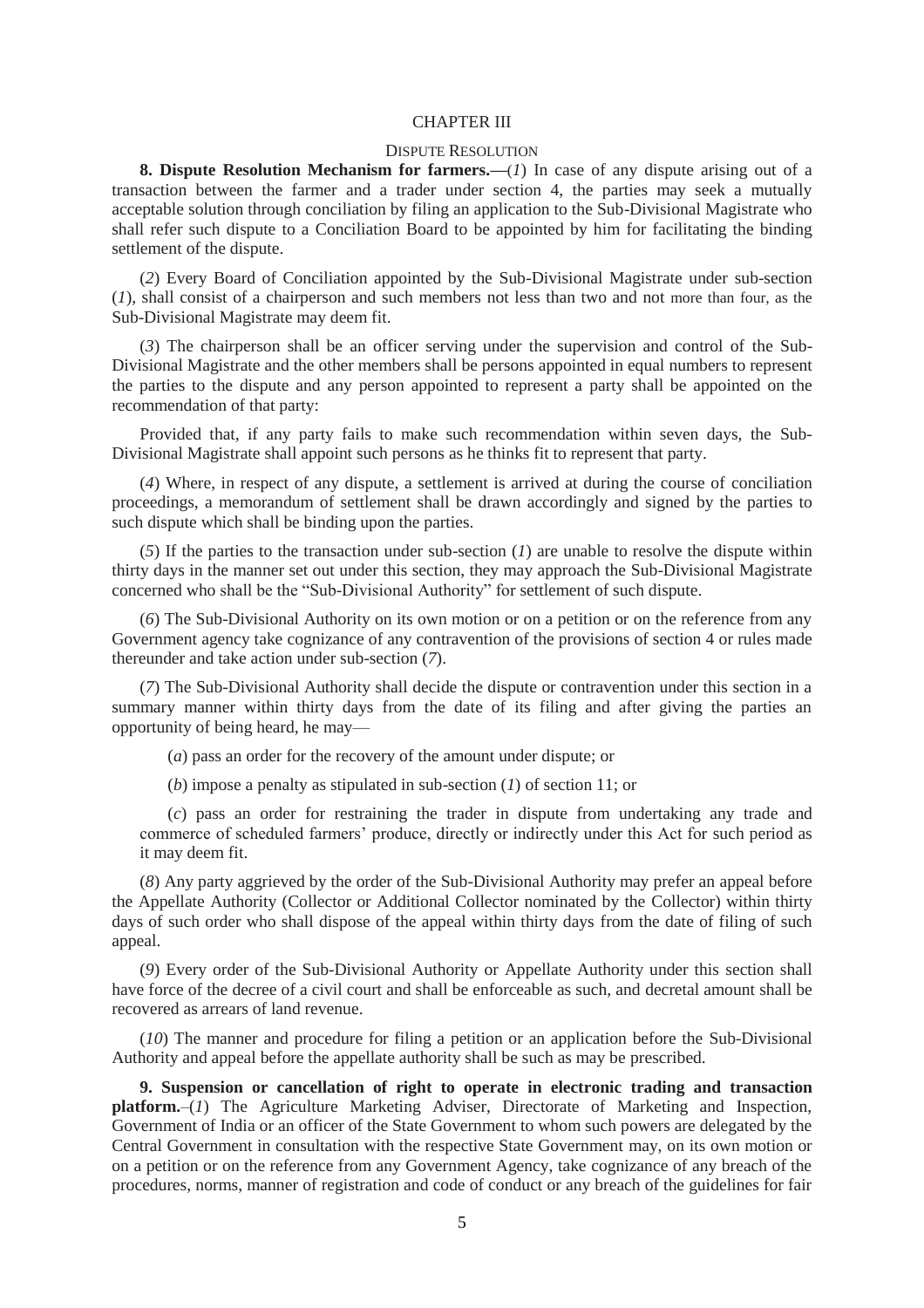## CHAPTER III

### DISPUTE RESOLUTION

**8. Dispute Resolution Mechanism for farmers.—**(*1*) In case of any dispute arising out of a transaction between the farmer and a trader under section 4, the parties may seek a mutually acceptable solution through conciliation by filing an application to the Sub-Divisional Magistrate who shall refer such dispute to a Conciliation Board to be appointed by him for facilitating the binding settlement of the dispute.

(*2*) Every Board of Conciliation appointed by the Sub-Divisional Magistrate under sub-section (*1*), shall consist of a chairperson and such members not less than two and not more than four, as the Sub-Divisional Magistrate may deem fit.

(*3*) The chairperson shall be an officer serving under the supervision and control of the Sub-Divisional Magistrate and the other members shall be persons appointed in equal numbers to represent the parties to the dispute and any person appointed to represent a party shall be appointed on the recommendation of that party:

Provided that, if any party fails to make such recommendation within seven days, the Sub-Divisional Magistrate shall appoint such persons as he thinks fit to represent that party.

(*4*) Where, in respect of any dispute, a settlement is arrived at during the course of conciliation proceedings, a memorandum of settlement shall be drawn accordingly and signed by the parties to such dispute which shall be binding upon the parties.

(*5*) If the parties to the transaction under sub-section (*1*) are unable to resolve the dispute within thirty days in the manner set out under this section, they may approach the Sub-Divisional Magistrate concerned who shall be the "Sub-Divisional Authority" for settlement of such dispute.

(*6*) The Sub-Divisional Authority on its own motion or on a petition or on the reference from any Government agency take cognizance of any contravention of the provisions of section 4 or rules made thereunder and take action under sub-section (*7*).

(*7*) The Sub-Divisional Authority shall decide the dispute or contravention under this section in a summary manner within thirty days from the date of its filing and after giving the parties an opportunity of being heard, he may—

(*a*) pass an order for the recovery of the amount under dispute; or

(*b*) impose a penalty as stipulated in sub-section (*1*) of section 11; or

(*c*) pass an order for restraining the trader in dispute from undertaking any trade and commerce of scheduled farmers' produce, directly or indirectly under this Act for such period as it may deem fit.

(*8*) Any party aggrieved by the order of the Sub-Divisional Authority may prefer an appeal before the Appellate Authority (Collector or Additional Collector nominated by the Collector) within thirty days of such order who shall dispose of the appeal within thirty days from the date of filing of such appeal.

(*9*) Every order of the Sub-Divisional Authority or Appellate Authority under this section shall have force of the decree of a civil court and shall be enforceable as such, and decretal amount shall be recovered as arrears of land revenue.

(*10*) The manner and procedure for filing a petition or an application before the Sub-Divisional Authority and appeal before the appellate authority shall be such as may be prescribed.

**9. Suspension or cancellation of right to operate in electronic trading and transaction platform.**–(*1*) The Agriculture Marketing Adviser, Directorate of Marketing and Inspection, Government of India or an officer of the State Government to whom such powers are delegated by the Central Government in consultation with the respective State Government may, on its own motion or on a petition or on the reference from any Government Agency, take cognizance of any breach of the procedures, norms, manner of registration and code of conduct or any breach of the guidelines for fair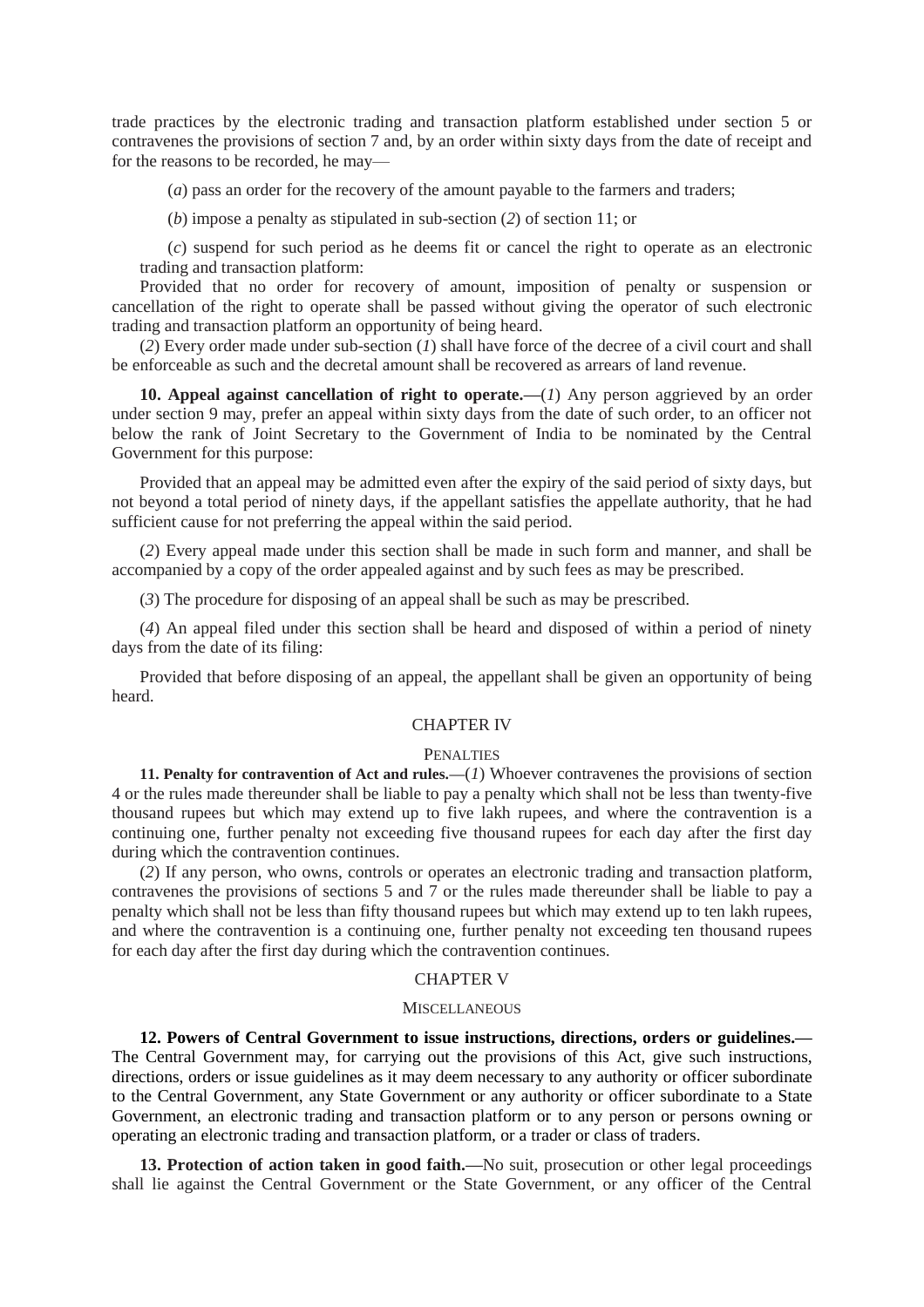trade practices by the electronic trading and transaction platform established under section 5 or contravenes the provisions of section 7 and, by an order within sixty days from the date of receipt and for the reasons to be recorded, he may—

(*a*) pass an order for the recovery of the amount payable to the farmers and traders;

(*b*) impose a penalty as stipulated in sub-section (*2*) of section 11; or

(*c*) suspend for such period as he deems fit or cancel the right to operate as an electronic trading and transaction platform:

Provided that no order for recovery of amount, imposition of penalty or suspension or cancellation of the right to operate shall be passed without giving the operator of such electronic trading and transaction platform an opportunity of being heard.

(*2*) Every order made under sub-section (*1*) shall have force of the decree of a civil court and shall be enforceable as such and the decretal amount shall be recovered as arrears of land revenue.

**10. Appeal against cancellation of right to operate.**—(*1*) Any person aggrieved by an order under section 9 may, prefer an appeal within sixty days from the date of such order, to an officer not below the rank of Joint Secretary to the Government of India to be nominated by the Central Government for this purpose:

Provided that an appeal may be admitted even after the expiry of the said period of sixty days, but not beyond a total period of ninety days, if the appellant satisfies the appellate authority, that he had sufficient cause for not preferring the appeal within the said period.

(*2*) Every appeal made under this section shall be made in such form and manner, and shall be accompanied by a copy of the order appealed against and by such fees as may be prescribed.

(*3*) The procedure for disposing of an appeal shall be such as may be prescribed.

(*4*) An appeal filed under this section shall be heard and disposed of within a period of ninety days from the date of its filing:

Provided that before disposing of an appeal, the appellant shall be given an opportunity of being heard.

## CHAPTER IV

### PENALTIES

**11. Penalty for contravention of Act and rules.**—(*1*) Whoever contravenes the provisions of section 4 or the rules made thereunder shall be liable to pay a penalty which shall not be less than twenty-five thousand rupees but which may extend up to five lakh rupees, and where the contravention is a continuing one, further penalty not exceeding five thousand rupees for each day after the first day during which the contravention continues.

(*2*) If any person, who owns, controls or operates an electronic trading and transaction platform, contravenes the provisions of sections 5 and 7 or the rules made thereunder shall be liable to pay a penalty which shall not be less than fifty thousand rupees but which may extend up to ten lakh rupees, and where the contravention is a continuing one, further penalty not exceeding ten thousand rupees for each day after the first day during which the contravention continues.

## CHAPTER V

### MISCELLANEOUS

**12. Powers of Central Government to issue instructions, directions, orders or guidelines.**— The Central Government may, for carrying out the provisions of this Act, give such instructions, directions, orders or issue guidelines as it may deem necessary to any authority or officer subordinate to the Central Government, any State Government or any authority or officer subordinate to a State Government, an electronic trading and transaction platform or to any person or persons owning or operating an electronic trading and transaction platform, or a trader or class of traders.

**13. Protection of action taken in good faith.**—No suit, prosecution or other legal proceedings shall lie against the Central Government or the State Government, or any officer of the Central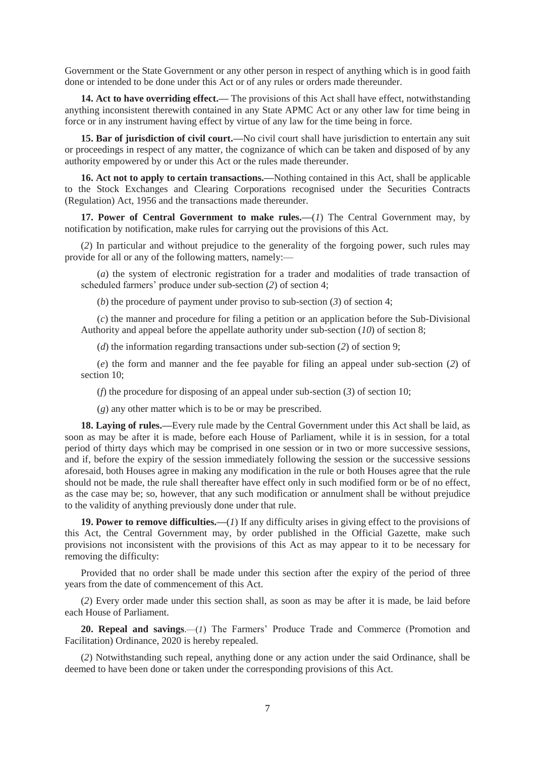Government or the State Government or any other person in respect of anything which is in good faith done or intended to be done under this Act or of any rules or orders made thereunder.

**14. Act to have overriding effect.—** The provisions of this Act shall have effect, notwithstanding anything inconsistent therewith contained in any State APMC Act or any other law for time being in force or in any instrument having effect by virtue of any law for the time being in force.

**15. Bar of jurisdiction of civil court.—**No civil court shall have jurisdiction to entertain any suit or proceedings in respect of any matter, the cognizance of which can be taken and disposed of by any authority empowered by or under this Act or the rules made thereunder.

**16. Act not to apply to certain transactions.—**Nothing contained in this Act, shall be applicable to the Stock Exchanges and Clearing Corporations recognised under the Securities Contracts (Regulation) Act, 1956 and the transactions made thereunder.

**17. Power of Central Government to make rules.—**(*1*) The Central Government may, by notification by notification, make rules for carrying out the provisions of this Act.

(*2*) In particular and without prejudice to the generality of the forgoing power, such rules may provide for all or any of the following matters, namely:—

(*a*) the system of electronic registration for a trader and modalities of trade transaction of scheduled farmers' produce under sub-section (*2*) of section 4;

(*b*) the procedure of payment under proviso to sub-section (*3*) of section 4;

(*c*) the manner and procedure for filing a petition or an application before the Sub-Divisional Authority and appeal before the appellate authority under sub-section (*10*) of section 8;

(*d*) the information regarding transactions under sub-section (*2*) of section 9;

(*e*) the form and manner and the fee payable for filing an appeal under sub-section (*2*) of section 10;

(*f*) the procedure for disposing of an appeal under sub-section (*3*) of section 10;

(*g*) any other matter which is to be or may be prescribed.

**18. Laying of rules.—**Every rule made by the Central Government under this Act shall be laid, as soon as may be after it is made, before each House of Parliament, while it is in session, for a total period of thirty days which may be comprised in one session or in two or more successive sessions, and if, before the expiry of the session immediately following the session or the successive sessions aforesaid, both Houses agree in making any modification in the rule or both Houses agree that the rule should not be made, the rule shall thereafter have effect only in such modified form or be of no effect, as the case may be; so, however, that any such modification or annulment shall be without prejudice to the validity of anything previously done under that rule.

**19. Power to remove difficulties.—**(*1*) If any difficulty arises in giving effect to the provisions of this Act, the Central Government may, by order published in the Official Gazette, make such provisions not inconsistent with the provisions of this Act as may appear to it to be necessary for removing the difficulty:

Provided that no order shall be made under this section after the expiry of the period of three years from the date of commencement of this Act.

(*2*) Every order made under this section shall, as soon as may be after it is made, be laid before each House of Parliament.

**20. Repeal and savings**.—(*1*) The Farmers' Produce Trade and Commerce (Promotion and Facilitation) Ordinance, 2020 is hereby repealed.

(*2*) Notwithstanding such repeal, anything done or any action under the said Ordinance, shall be deemed to have been done or taken under the corresponding provisions of this Act.